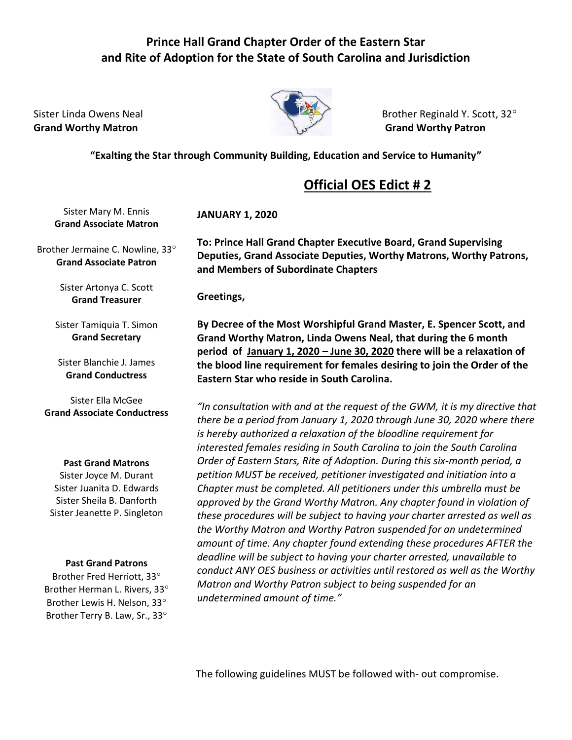**Prince Hall Grand Chapter Order of the Eastern Star and Rite of Adoption for the State of South Carolina and Jurisdiction**

Sister Linda Owens Neal
**Grand Worthy Matron**

Brother Reginald Y. Scott, 32°
**Grand Worthy Patron**

**"Exalting the Star through Community Building, Education and Service to Humanity"**

## Official OES Edict # 2

Sister Mary M. Ennis
**Grand Associate Matron**

Brother Jermaine C. Nowline, 33°
**Grand Associate Patron**

Sister Artonya C. Scott
**Grand Treasurer**

Sister Tamiquia T. Simon
**Grand Secretary**

Sister Blanchie J. James
**Grand Conductress**

Sister Ella McGee
**Grand Associate Conductress**

**Past Grand Matrons**
Sister Joyce M. Durant
Sister Juanita D. Edwards
Sister Sheila B. Danforth
Sister Jeanette P. Singleton

**Past Grand Patrons**
Brother Fred Herriott, 33°
Brother Herman L. Rivers, 33°
Brother Lewis H. Nelson, 33°
Brother Terry B. Law, Sr., 33°

**JANUARY 1, 2020**

**To: Prince Hall Grand Chapter Executive Board, Grand Supervising Deputies, Grand Associate Deputies, Worthy Matrons, Worthy Patrons, and Members of Subordinate Chapters**

**Greetings,**

**By Decree of the Most Worshipful Grand Master, E. Spencer Scott, and Grand Worthy Matron, Linda Owens Neal, that during the 6 month period of January 1, 2020 – June 30, 2020 there will be a relaxation of the blood line requirement for females desiring to join the Order of the Eastern Star who reside in South Carolina.**

*"In consultation with and at the request of the GWM, it is my directive that there be a period from January 1, 2020 through June 30, 2020 where there is hereby authorized a relaxation of the bloodline requirement for interested females residing in South Carolina to join the South Carolina Order of Eastern Stars, Rite of Adoption. During this six-month period, a petition MUST be received, petitioner investigated and initiation into a Chapter must be completed. All petitioners under this umbrella must be approved by the Grand Worthy Matron. Any chapter found in violation of these procedures will be subject to having your charter arrested as well as the Worthy Matron and Worthy Patron suspended for an undetermined amount of time. Any chapter found extending these procedures AFTER the deadline will be subject to having your charter arrested, unavailable to conduct ANY OES business or activities until restored as well as the Worthy Matron and Worthy Patron subject to being suspended for an undetermined amount of time."*

The following guidelines MUST be followed with- out compromise.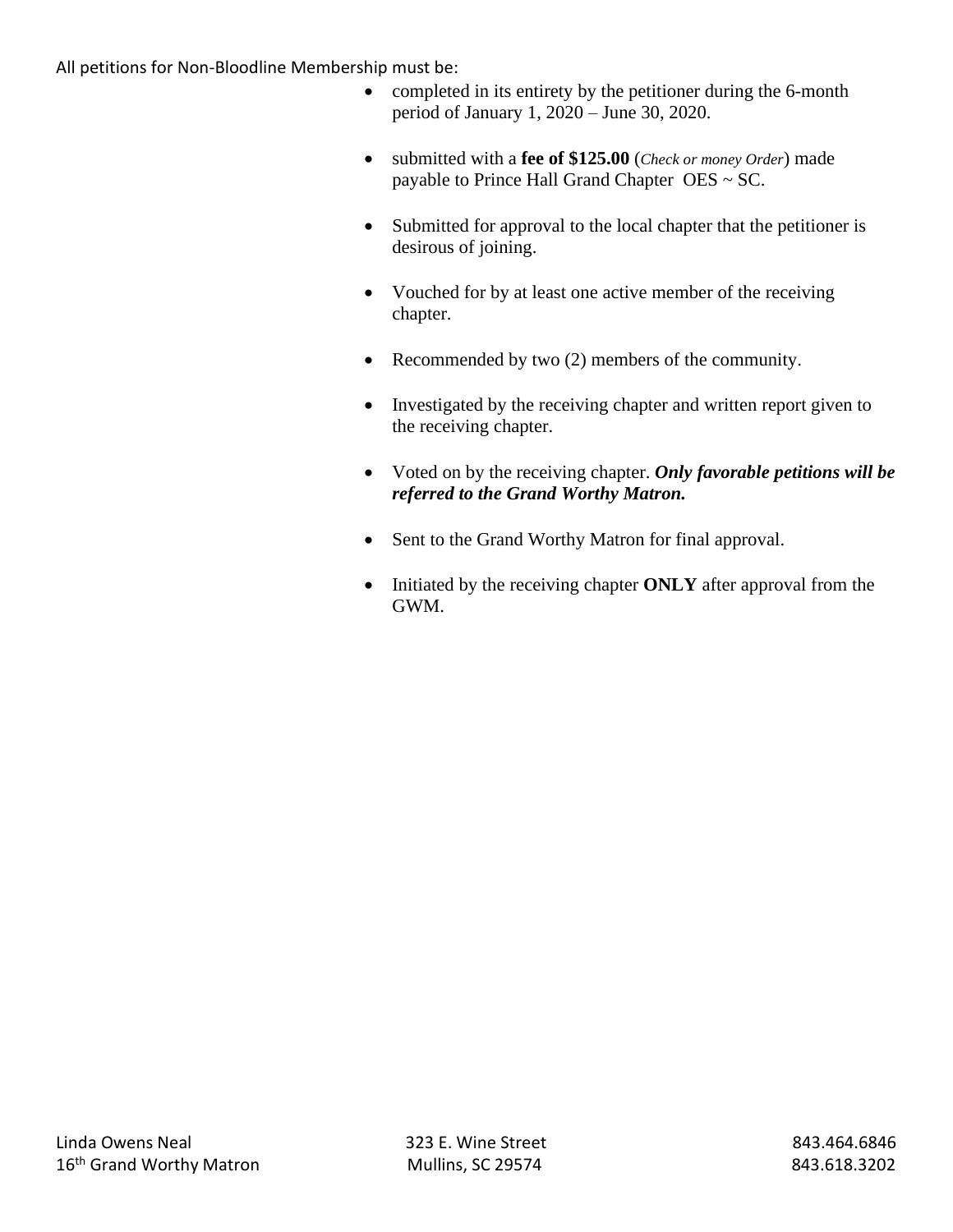All petitions for Non-Bloodline Membership must be:

- completed in its entirety by the petitioner during the 6-month period of January 1, 2020 – June 30, 2020.
- submitted with a **fee of $125.00** (*Check or money Order*) made payable to Prince Hall Grand Chapter OES ~ SC.
- Submitted for approval to the local chapter that the petitioner is desirous of joining.
- Vouched for by at least one active member of the receiving chapter.
- Recommended by two (2) members of the community.
- Investigated by the receiving chapter and written report given to the receiving chapter.
- Voted on by the receiving chapter. ***Only favorable petitions will be referred to the Grand Worthy Matron.***
- Sent to the Grand Worthy Matron for final approval.
- Initiated by the receiving chapter **ONLY** after approval from the GWM.

Linda Owens Neal
16th Grand Worthy Matron

323 E. Wine Street
Mullins, SC 29574

843.464.6846
843.618.3202